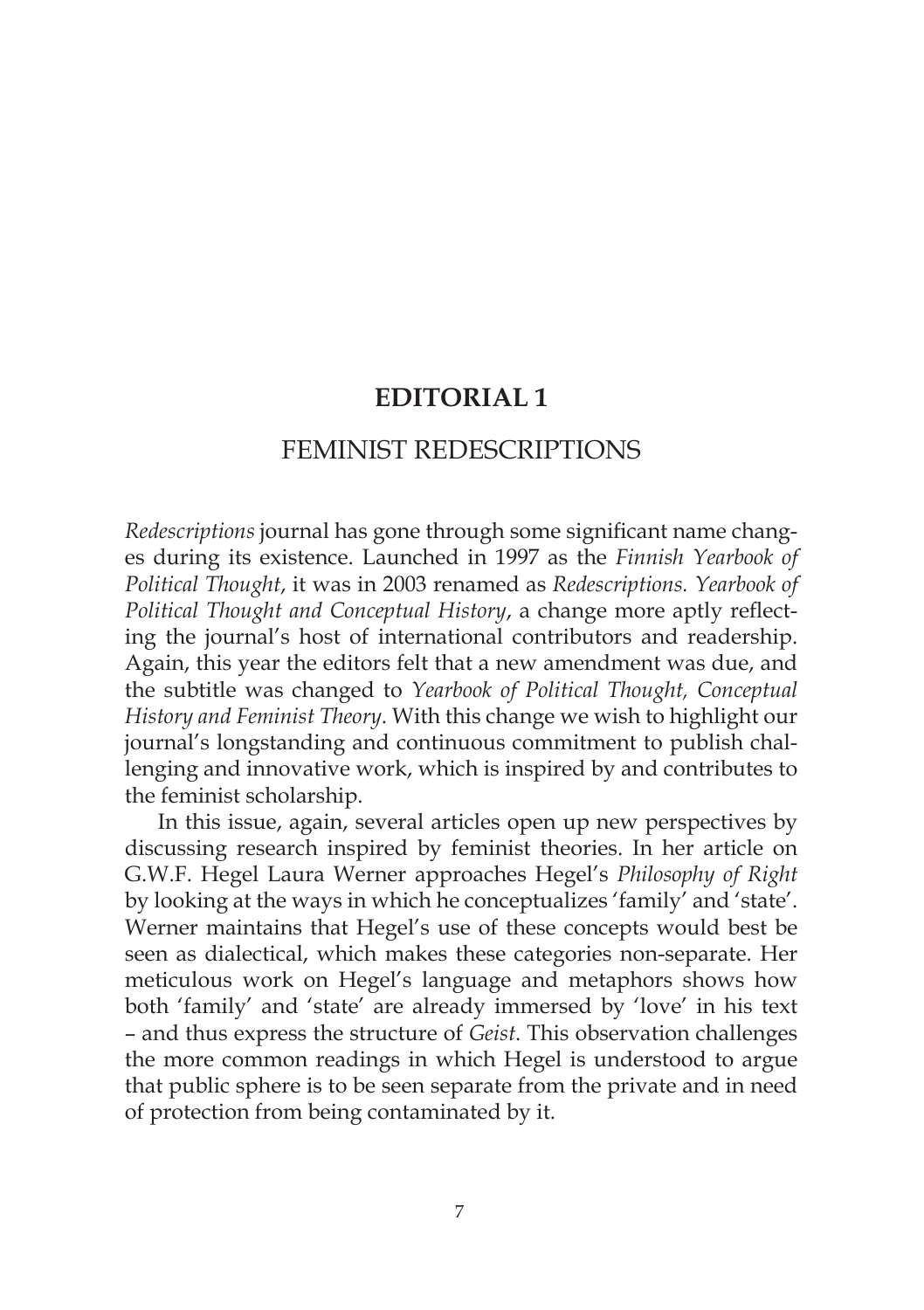# EDITORIAL 1

## FEMINIST REDESCRIPTIONS

*Redescriptions* journal has gone through some significant name changes during its existence. Launched in 1997 as the *Finnish Yearbook of Political Thought*, it was in 2003 renamed as *Redescriptions. Yearbook of Political Thought and Conceptual History*, a change more aptly reflecting the journal's host of international contributors and readership. Again, this year the editors felt that a new amendment was due, and the subtitle was changed to *Yearbook of Political Thought, Conceptual History and Feminist Theory*. With this change we wish to highlight our journal's longstanding and continuous commitment to publish challenging and innovative work, which is inspired by and contributes to the feminist scholarship.

In this issue, again, several articles open up new perspectives by discussing research inspired by feminist theories. In her article on G.W.F. Hegel Laura Werner approaches Hegel's *Philosophy of Right* by looking at the ways in which he conceptualizes 'family' and 'state'. Werner maintains that Hegel's use of these concepts would best be seen as dialectical, which makes these categories non-separate. Her meticulous work on Hegel's language and metaphors shows how both 'family' and 'state' are already immersed by 'love' in his text – and thus express the structure of *Geist*. This observation challenges the more common readings in which Hegel is understood to argue that public sphere is to be seen separate from the private and in need of protection from being contaminated by it.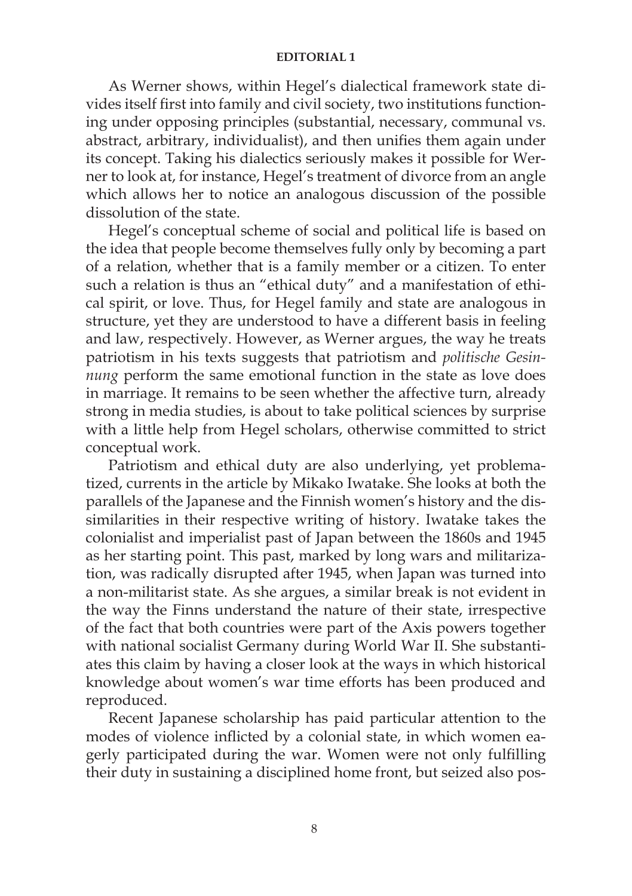As Werner shows, within Hegel's dialectical framework state divides itself first into family and civil society, two institutions functioning under opposing principles (substantial, necessary, communal vs. abstract, arbitrary, individualist), and then unifies them again under its concept. Taking his dialectics seriously makes it possible for Werner to look at, for instance, Hegel's treatment of divorce from an angle which allows her to notice an analogous discussion of the possible dissolution of the state.

Hegel's conceptual scheme of social and political life is based on the idea that people become themselves fully only by becoming a part of a relation, whether that is a family member or a citizen. To enter such a relation is thus an "ethical duty" and a manifestation of ethical spirit, or love. Thus, for Hegel family and state are analogous in structure, yet they are understood to have a different basis in feeling and law, respectively. However, as Werner argues, the way he treats patriotism in his texts suggests that patriotism and *politische Gesinnung* perform the same emotional function in the state as love does in marriage. It remains to be seen whether the affective turn, already strong in media studies, is about to take political sciences by surprise with a little help from Hegel scholars, otherwise committed to strict conceptual work.

Patriotism and ethical duty are also underlying, yet problematized, currents in the article by Mikako Iwatake. She looks at both the parallels of the Japanese and the Finnish women's history and the dissimilarities in their respective writing of history. Iwatake takes the colonialist and imperialist past of Japan between the 1860s and 1945 as her starting point. This past, marked by long wars and militarization, was radically disrupted after 1945, when Japan was turned into a non-militarist state. As she argues, a similar break is not evident in the way the Finns understand the nature of their state, irrespective of the fact that both countries were part of the Axis powers together with national socialist Germany during World War II. She substantiates this claim by having a closer look at the ways in which historical knowledge about women's war time efforts has been produced and reproduced.

Recent Japanese scholarship has paid particular attention to the modes of violence inflicted by a colonial state, in which women eagerly participated during the war. Women were not only fulfilling their duty in sustaining a disciplined home front, but seized also pos-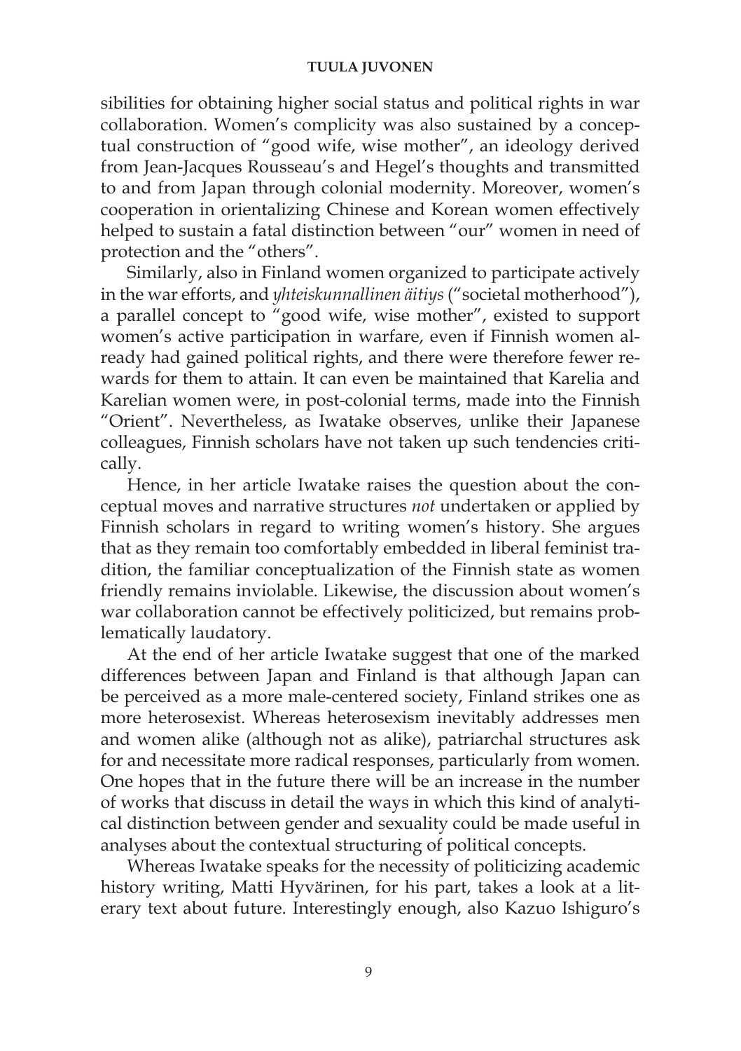sibilities for obtaining higher social status and political rights in war collaboration. Women's complicity was also sustained by a conceptual construction of "good wife, wise mother", an ideology derived from Jean-Jacques Rousseau's and Hegel's thoughts and transmitted to and from Japan through colonial modernity. Moreover, women's cooperation in orientalizing Chinese and Korean women effectively helped to sustain a fatal distinction between "our" women in need of protection and the "others".

Similarly, also in Finland women organized to participate actively in the war efforts, and *yhteiskunnallinen äitiys* ("societal motherhood"), a parallel concept to "good wife, wise mother", existed to support women's active participation in warfare, even if Finnish women already had gained political rights, and there were therefore fewer rewards for them to attain. It can even be maintained that Karelia and Karelian women were, in post-colonial terms, made into the Finnish "Orient". Nevertheless, as Iwatake observes, unlike their Japanese colleagues, Finnish scholars have not taken up such tendencies critically.

Hence, in her article Iwatake raises the question about the conceptual moves and narrative structures *not* undertaken or applied by Finnish scholars in regard to writing women's history. She argues that as they remain too comfortably embedded in liberal feminist tradition, the familiar conceptualization of the Finnish state as women friendly remains inviolable. Likewise, the discussion about women's war collaboration cannot be effectively politicized, but remains problematically laudatory.

At the end of her article Iwatake suggest that one of the marked differences between Japan and Finland is that although Japan can be perceived as a more male-centered society, Finland strikes one as more heterosexist. Whereas heterosexism inevitably addresses men and women alike (although not as alike), patriarchal structures ask for and necessitate more radical responses, particularly from women. One hopes that in the future there will be an increase in the number of works that discuss in detail the ways in which this kind of analytical distinction between gender and sexuality could be made useful in analyses about the contextual structuring of political concepts.

Whereas Iwatake speaks for the necessity of politicizing academic history writing, Matti Hyvärinen, for his part, takes a look at a literary text about future. Interestingly enough, also Kazuo Ishiguro's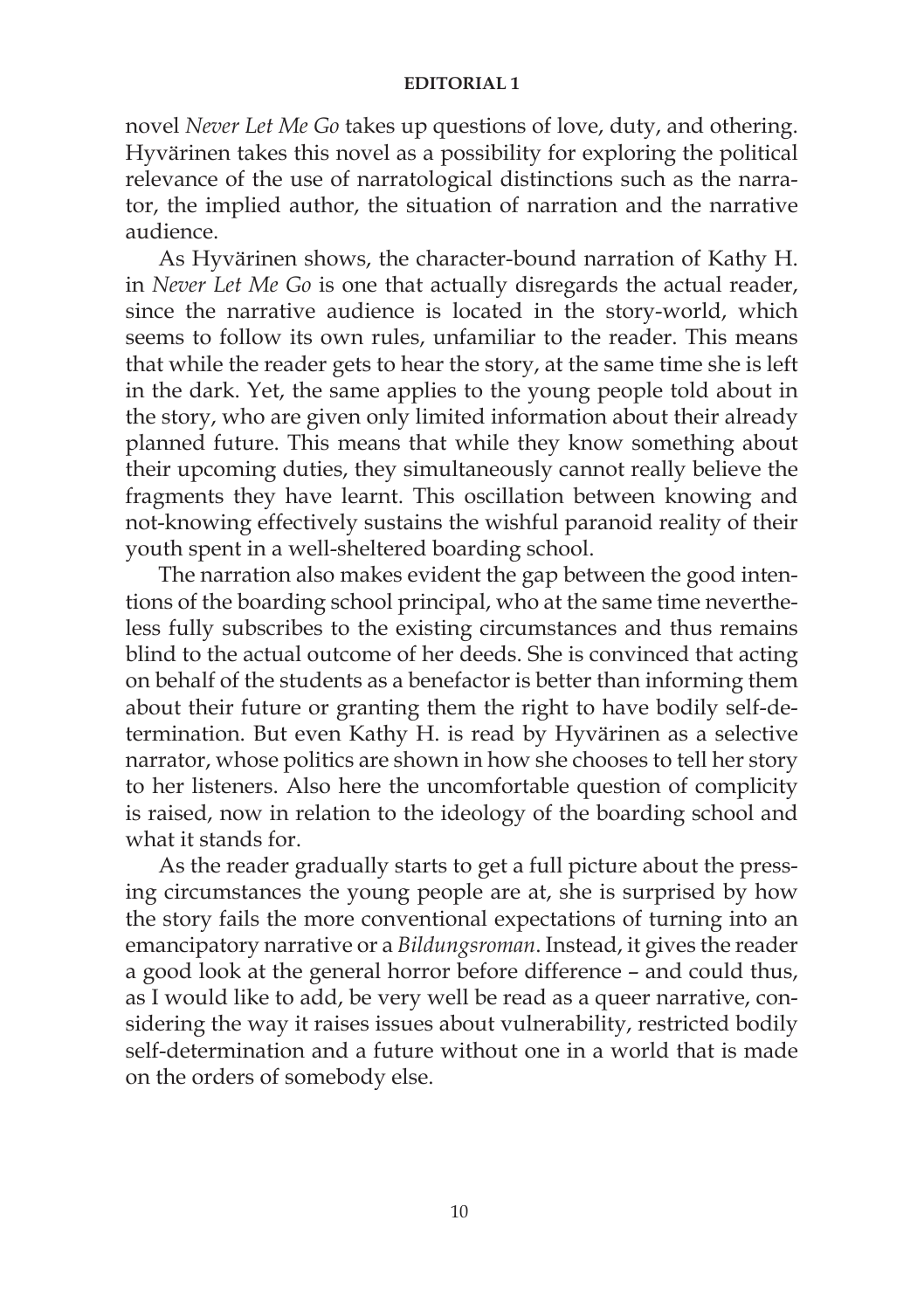novel *Never Let Me Go* takes up questions of love, duty, and othering. Hyvärinen takes this novel as a possibility for exploring the political relevance of the use of narratological distinctions such as the narrator, the implied author, the situation of narration and the narrative audience.

As Hyvärinen shows, the character-bound narration of Kathy H. in *Never Let Me Go* is one that actually disregards the actual reader, since the narrative audience is located in the story-world, which seems to follow its own rules, unfamiliar to the reader. This means that while the reader gets to hear the story, at the same time she is left in the dark. Yet, the same applies to the young people told about in the story, who are given only limited information about their already planned future. This means that while they know something about their upcoming duties, they simultaneously cannot really believe the fragments they have learnt. This oscillation between knowing and not-knowing effectively sustains the wishful paranoid reality of their youth spent in a well-sheltered boarding school.

The narration also makes evident the gap between the good intentions of the boarding school principal, who at the same time nevertheless fully subscribes to the existing circumstances and thus remains blind to the actual outcome of her deeds. She is convinced that acting on behalf of the students as a benefactor is better than informing them about their future or granting them the right to have bodily self-determination. But even Kathy H. is read by Hyvärinen as a selective narrator, whose politics are shown in how she chooses to tell her story to her listeners. Also here the uncomfortable question of complicity is raised, now in relation to the ideology of the boarding school and what it stands for.

As the reader gradually starts to get a full picture about the pressing circumstances the young people are at, she is surprised by how the story fails the more conventional expectations of turning into an emancipatory narrative or a *Bildungsroman*. Instead, it gives the reader a good look at the general horror before difference – and could thus, as I would like to add, be very well be read as a queer narrative, considering the way it raises issues about vulnerability, restricted bodily self-determination and a future without one in a world that is made on the orders of somebody else.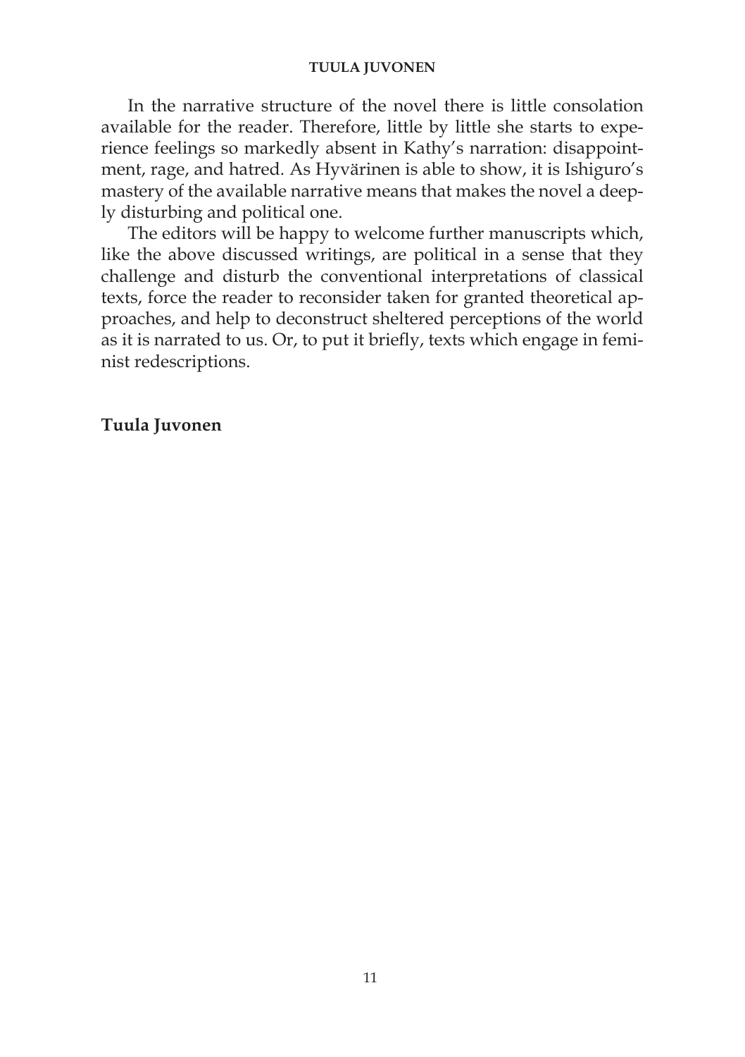In the narrative structure of the novel there is little consolation available for the reader. Therefore, little by little she starts to experience feelings so markedly absent in Kathy's narration: disappointment, rage, and hatred. As Hyvärinen is able to show, it is Ishiguro's mastery of the available narrative means that makes the novel a deeply disturbing and political one.

The editors will be happy to welcome further manuscripts which, like the above discussed writings, are political in a sense that they challenge and disturb the conventional interpretations of classical texts, force the reader to reconsider taken for granted theoretical approaches, and help to deconstruct sheltered perceptions of the world as it is narrated to us. Or, to put it briefly, texts which engage in feminist redescriptions.

**Tuula Juvonen**